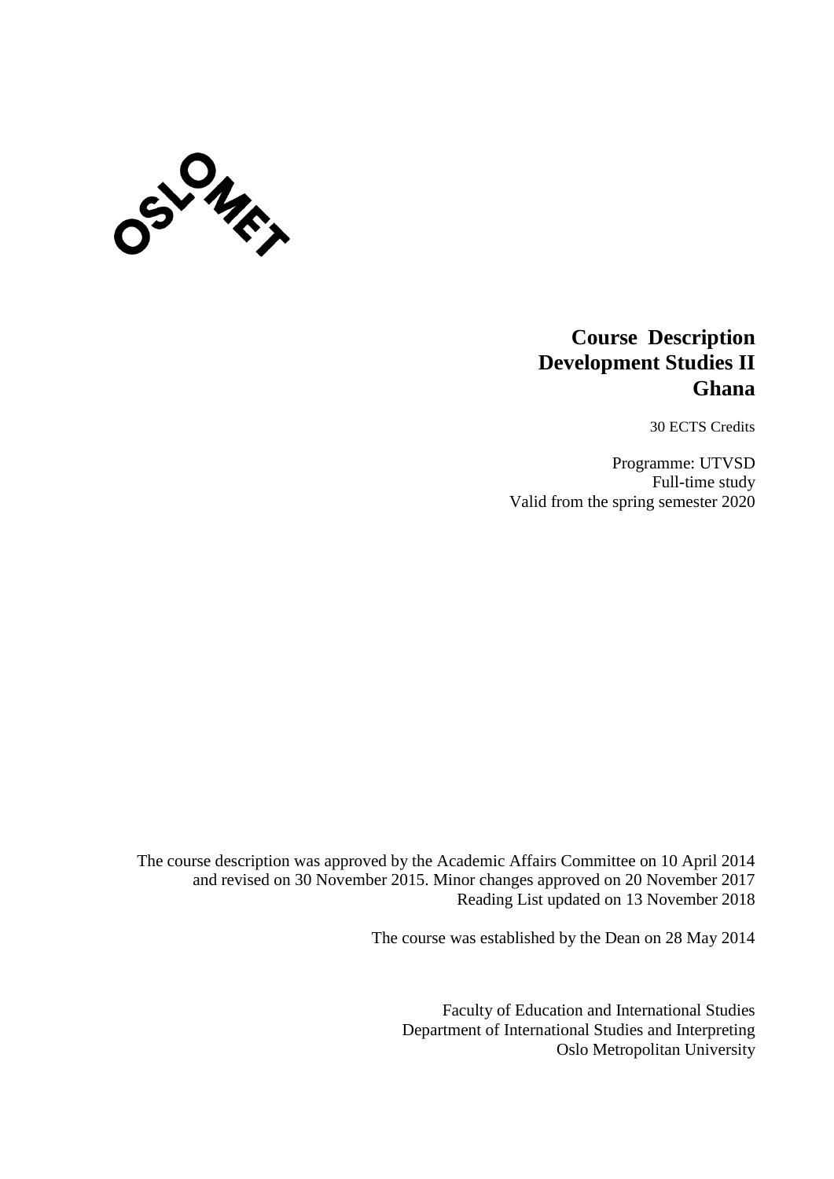OSLOMET

# Course Description
# Development Studies II
# Ghana

30 ECTS Credits

Programme: UTVSD
Full-time study
Valid from the spring semester 2020

The course description was approved by the Academic Affairs Committee on 10 April 2014 and revised on 30 November 2015. Minor changes approved on 20 November 2017
Reading List updated on 13 November 2018

The course was established by the Dean on 28 May 2014

Faculty of Education and International Studies
Department of International Studies and Interpreting
Oslo Metropolitan University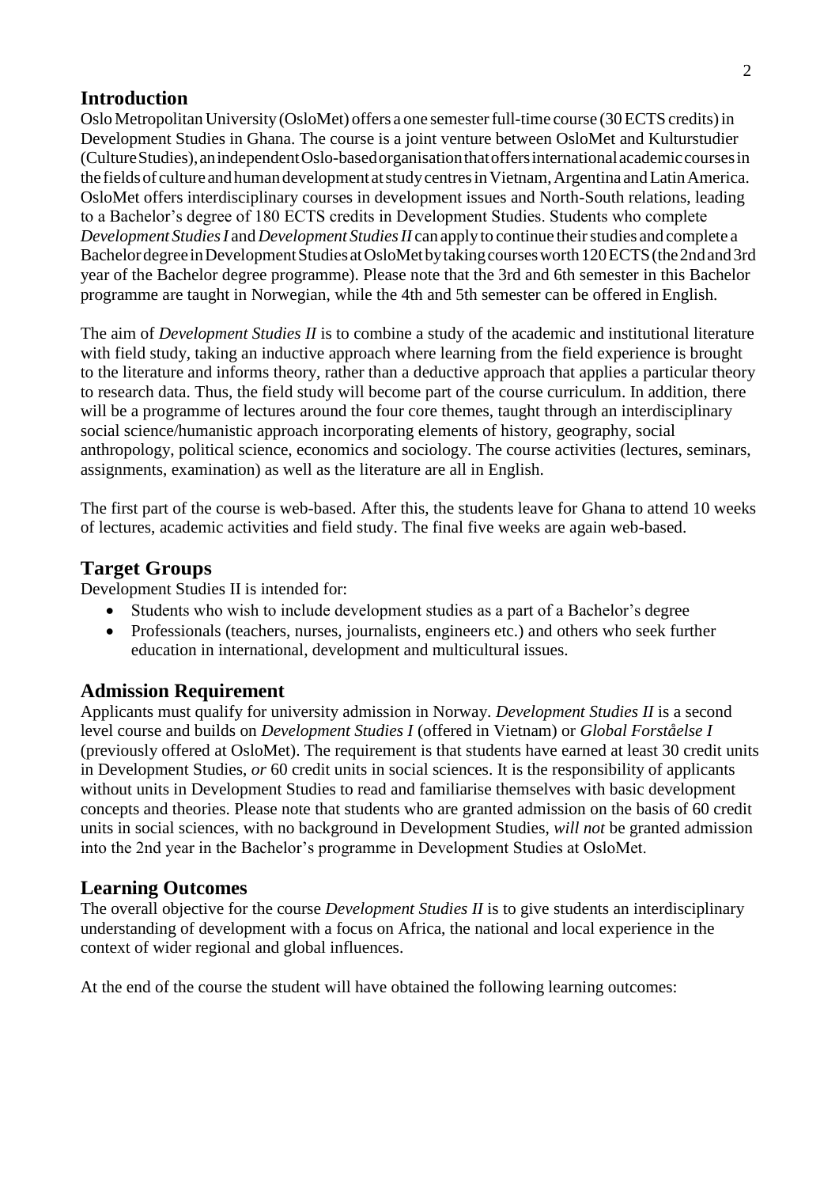## Introduction

Oslo Metropolitan University (OsloMet) offers a one semester full-time course (30 ECTS credits) in Development Studies in Ghana. The course is a joint venture between OsloMet and Kulturstudier (Culture Studies), an independent Oslo-based organisation that offers international academic courses in the fields of culture and human development at study centres in Vietnam, Argentina and Latin America. OsloMet offers interdisciplinary courses in development issues and North-South relations, leading to a Bachelor's degree of 180 ECTS credits in Development Studies. Students who complete *Development Studies I* and *Development Studies II* can apply to continue their studies and complete a Bachelor degree in Development Studies at OsloMet by taking courses worth 120 ECTS (the 2nd and 3rd year of the Bachelor degree programme). Please note that the 3rd and 6th semester in this Bachelor programme are taught in Norwegian, while the 4th and 5th semester can be offered in English.

The aim of *Development Studies II* is to combine a study of the academic and institutional literature with field study, taking an inductive approach where learning from the field experience is brought to the literature and informs theory, rather than a deductive approach that applies a particular theory to research data. Thus, the field study will become part of the course curriculum. In addition, there will be a programme of lectures around the four core themes, taught through an interdisciplinary social science/humanistic approach incorporating elements of history, geography, social anthropology, political science, economics and sociology. The course activities (lectures, seminars, assignments, examination) as well as the literature are all in English.

The first part of the course is web-based. After this, the students leave for Ghana to attend 10 weeks of lectures, academic activities and field study. The final five weeks are again web-based.

## Target Groups

Development Studies II is intended for:

- Students who wish to include development studies as a part of a Bachelor's degree
- Professionals (teachers, nurses, journalists, engineers etc.) and others who seek further education in international, development and multicultural issues.

## Admission Requirement

Applicants must qualify for university admission in Norway. *Development Studies II* is a second level course and builds on *Development Studies I* (offered in Vietnam) or *Global Forståelse I* (previously offered at OsloMet). The requirement is that students have earned at least 30 credit units in Development Studies, *or* 60 credit units in social sciences. It is the responsibility of applicants without units in Development Studies to read and familiarise themselves with basic development concepts and theories. Please note that students who are granted admission on the basis of 60 credit units in social sciences, with no background in Development Studies, *will not* be granted admission into the 2nd year in the Bachelor's programme in Development Studies at OsloMet.

## Learning Outcomes

The overall objective for the course *Development Studies II* is to give students an interdisciplinary understanding of development with a focus on Africa, the national and local experience in the context of wider regional and global influences.

At the end of the course the student will have obtained the following learning outcomes: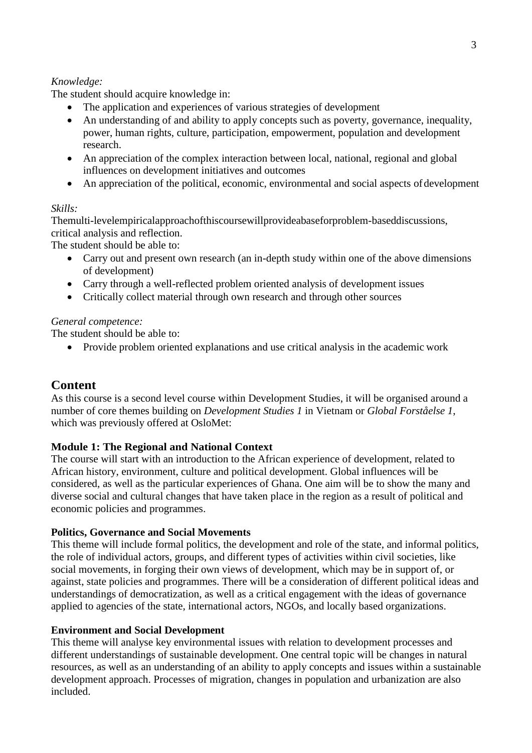*Knowledge:*

The student should acquire knowledge in:

- The application and experiences of various strategies of development
- An understanding of and ability to apply concepts such as poverty, governance, inequality, power, human rights, culture, participation, empowerment, population and development research.
- An appreciation of the complex interaction between local, national, regional and global influences on development initiatives and outcomes
- An appreciation of the political, economic, environmental and social aspects of development

*Skills:*

Themulti-levelempiricalapproachofthiscoursewillprovideabaseforproblem-baseddiscussions, critical analysis and reflection.

The student should be able to:

- Carry out and present own research (an in-depth study within one of the above dimensions of development)
- Carry through a well-reflected problem oriented analysis of development issues
- Critically collect material through own research and through other sources

*General competence:*

The student should be able to:

- Provide problem oriented explanations and use critical analysis in the academic work

## Content

As this course is a second level course within Development Studies, it will be organised around a number of core themes building on *Development Studies 1* in Vietnam or *Global Forståelse 1*, which was previously offered at OsloMet:

**Module 1: The Regional and National Context**

The course will start with an introduction to the African experience of development, related to African history, environment, culture and political development. Global influences will be considered, as well as the particular experiences of Ghana. One aim will be to show the many and diverse social and cultural changes that have taken place in the region as a result of political and economic policies and programmes.

**Politics, Governance and Social Movements**

This theme will include formal politics, the development and role of the state, and informal politics, the role of individual actors, groups, and different types of activities within civil societies, like social movements, in forging their own views of development, which may be in support of, or against, state policies and programmes. There will be a consideration of different political ideas and understandings of democratization, as well as a critical engagement with the ideas of governance applied to agencies of the state, international actors, NGOs, and locally based organizations.

**Environment and Social Development**

This theme will analyse key environmental issues with relation to development processes and different understandings of sustainable development. One central topic will be changes in natural resources, as well as an understanding of an ability to apply concepts and issues within a sustainable development approach. Processes of migration, changes in population and urbanization are also included.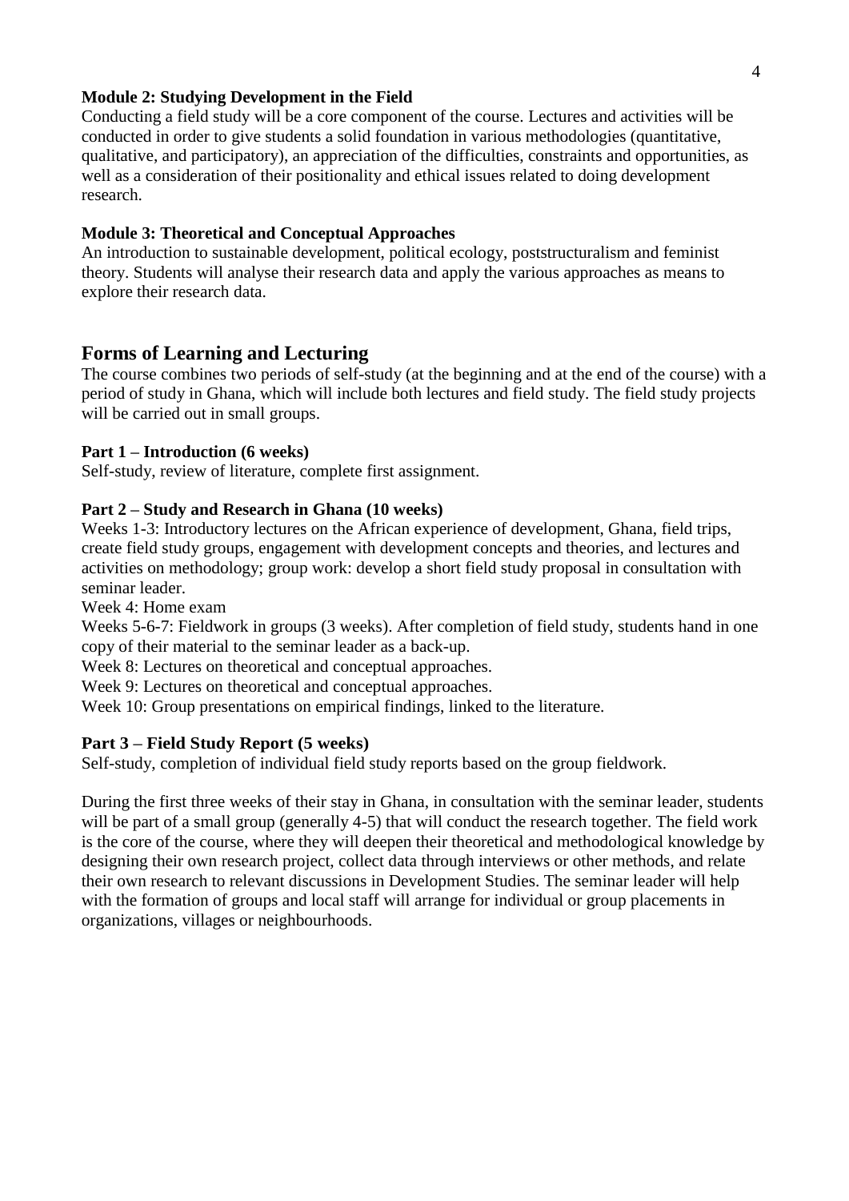**Module 2: Studying Development in the Field**

Conducting a field study will be a core component of the course. Lectures and activities will be conducted in order to give students a solid foundation in various methodologies (quantitative, qualitative, and participatory), an appreciation of the difficulties, constraints and opportunities, as well as a consideration of their positionality and ethical issues related to doing development research.

**Module 3: Theoretical and Conceptual Approaches**

An introduction to sustainable development, political ecology, poststructuralism and feminist theory. Students will analyse their research data and apply the various approaches as means to explore their research data.

## Forms of Learning and Lecturing

The course combines two periods of self-study (at the beginning and at the end of the course) with a period of study in Ghana, which will include both lectures and field study. The field study projects will be carried out in small groups.

**Part 1 – Introduction (6 weeks)**

Self-study, review of literature, complete first assignment.

**Part 2 – Study and Research in Ghana (10 weeks)**

Weeks 1-3: Introductory lectures on the African experience of development, Ghana, field trips, create field study groups, engagement with development concepts and theories, and lectures and activities on methodology; group work: develop a short field study proposal in consultation with seminar leader.

Week 4: Home exam

Weeks 5-6-7: Fieldwork in groups (3 weeks). After completion of field study, students hand in one copy of their material to the seminar leader as a back-up.

Week 8: Lectures on theoretical and conceptual approaches.

Week 9: Lectures on theoretical and conceptual approaches.

Week 10: Group presentations on empirical findings, linked to the literature.

**Part 3 – Field Study Report (5 weeks)**

Self-study, completion of individual field study reports based on the group fieldwork.

During the first three weeks of their stay in Ghana, in consultation with the seminar leader, students will be part of a small group (generally 4-5) that will conduct the research together. The field work is the core of the course, where they will deepen their theoretical and methodological knowledge by designing their own research project, collect data through interviews or other methods, and relate their own research to relevant discussions in Development Studies. The seminar leader will help with the formation of groups and local staff will arrange for individual or group placements in organizations, villages or neighbourhoods.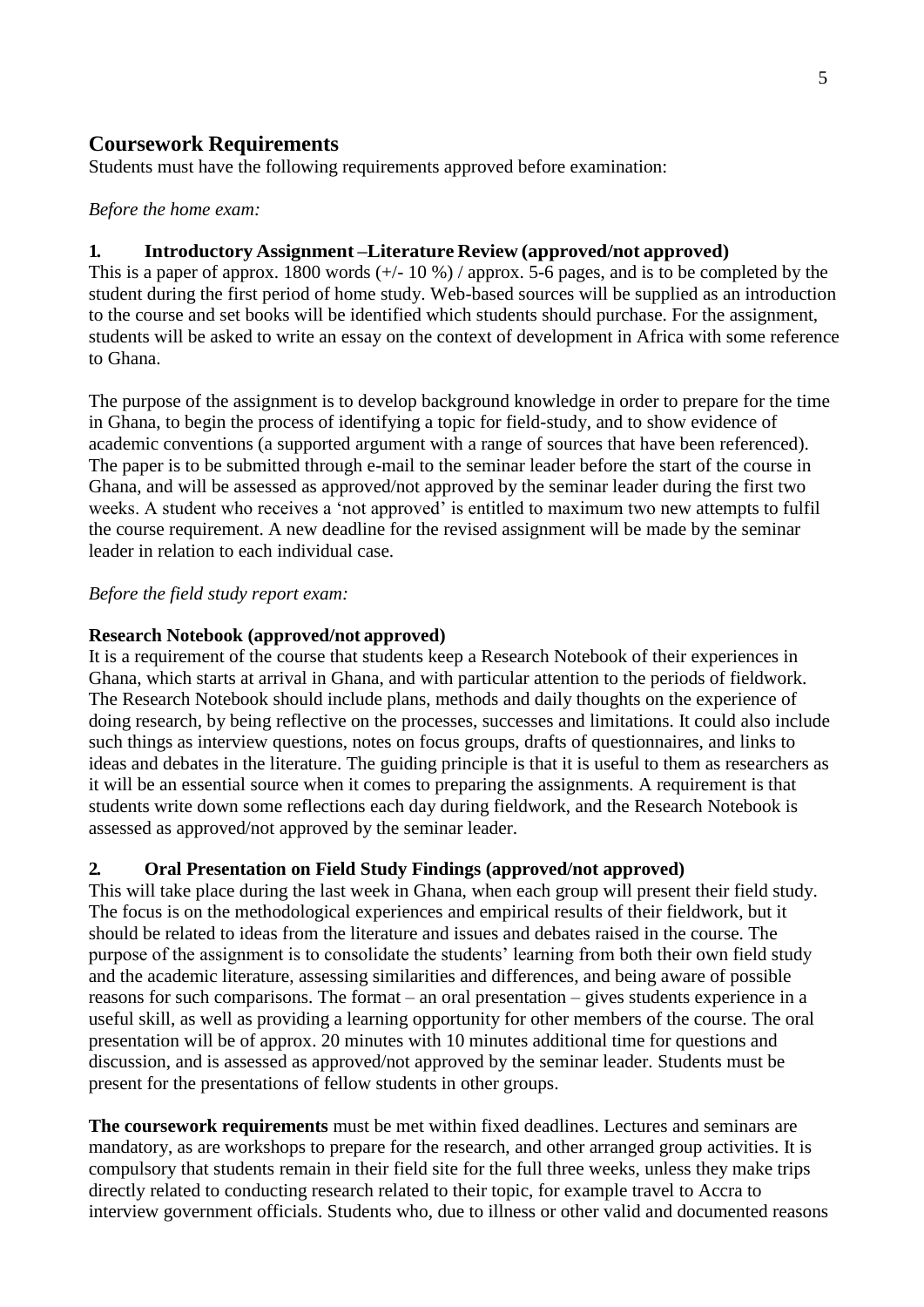## Coursework Requirements

Students must have the following requirements approved before examination:

*Before the home exam:*

### 1. Introductory Assignment –Literature Review (approved/not approved)

This is a paper of approx. 1800 words (+/- 10 %) / approx. 5-6 pages, and is to be completed by the student during the first period of home study. Web-based sources will be supplied as an introduction to the course and set books will be identified which students should purchase. For the assignment, students will be asked to write an essay on the context of development in Africa with some reference to Ghana.

The purpose of the assignment is to develop background knowledge in order to prepare for the time in Ghana, to begin the process of identifying a topic for field-study, and to show evidence of academic conventions (a supported argument with a range of sources that have been referenced). The paper is to be submitted through e-mail to the seminar leader before the start of the course in Ghana, and will be assessed as approved/not approved by the seminar leader during the first two weeks. A student who receives a 'not approved' is entitled to maximum two new attempts to fulfil the course requirement. A new deadline for the revised assignment will be made by the seminar leader in relation to each individual case.

*Before the field study report exam:*

**Research Notebook (approved/not approved)**

It is a requirement of the course that students keep a Research Notebook of their experiences in Ghana, which starts at arrival in Ghana, and with particular attention to the periods of fieldwork. The Research Notebook should include plans, methods and daily thoughts on the experience of doing research, by being reflective on the processes, successes and limitations. It could also include such things as interview questions, notes on focus groups, drafts of questionnaires, and links to ideas and debates in the literature. The guiding principle is that it is useful to them as researchers as it will be an essential source when it comes to preparing the assignments. A requirement is that students write down some reflections each day during fieldwork, and the Research Notebook is assessed as approved/not approved by the seminar leader.

### 2. Oral Presentation on Field Study Findings (approved/not approved)

This will take place during the last week in Ghana, when each group will present their field study. The focus is on the methodological experiences and empirical results of their fieldwork, but it should be related to ideas from the literature and issues and debates raised in the course. The purpose of the assignment is to consolidate the students' learning from both their own field study and the academic literature, assessing similarities and differences, and being aware of possible reasons for such comparisons. The format – an oral presentation – gives students experience in a useful skill, as well as providing a learning opportunity for other members of the course. The oral presentation will be of approx. 20 minutes with 10 minutes additional time for questions and discussion, and is assessed as approved/not approved by the seminar leader. Students must be present for the presentations of fellow students in other groups.

**The coursework requirements** must be met within fixed deadlines. Lectures and seminars are mandatory, as are workshops to prepare for the research, and other arranged group activities. It is compulsory that students remain in their field site for the full three weeks, unless they make trips directly related to conducting research related to their topic, for example travel to Accra to interview government officials. Students who, due to illness or other valid and documented reasons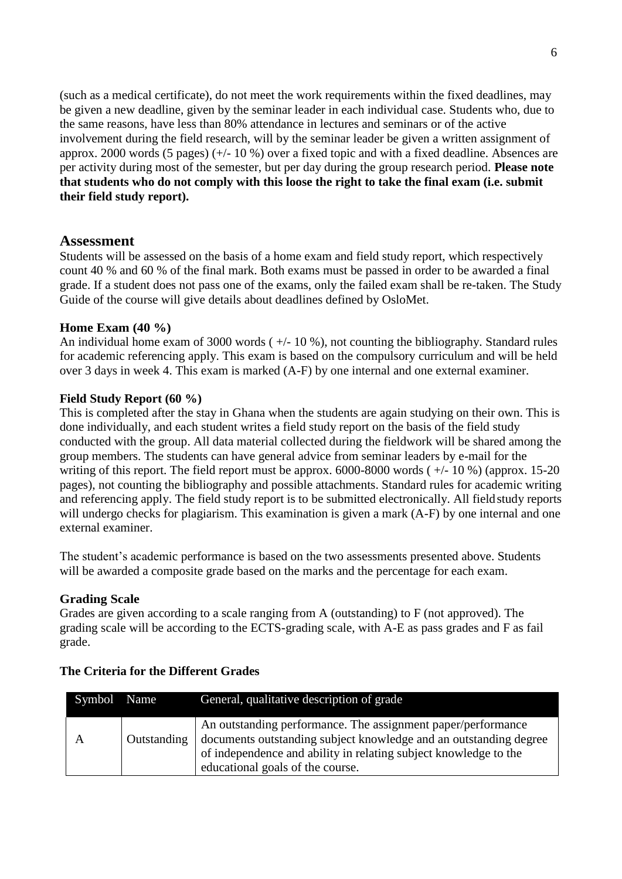(such as a medical certificate), do not meet the work requirements within the fixed deadlines, may be given a new deadline, given by the seminar leader in each individual case. Students who, due to the same reasons, have less than 80% attendance in lectures and seminars or of the active involvement during the field research, will by the seminar leader be given a written assignment of approx. 2000 words (5 pages) (+/- 10 %) over a fixed topic and with a fixed deadline. Absences are per activity during most of the semester, but per day during the group research period. **Please note that students who do not comply with this loose the right to take the final exam (i.e. submit their field study report).**

## Assessment

Students will be assessed on the basis of a home exam and field study report, which respectively count 40 % and 60 % of the final mark. Both exams must be passed in order to be awarded a final grade. If a student does not pass one of the exams, only the failed exam shall be re-taken. The Study Guide of the course will give details about deadlines defined by OsloMet.

### Home Exam (40 %)

An individual home exam of 3000 words ( +/- 10 %), not counting the bibliography. Standard rules for academic referencing apply. This exam is based on the compulsory curriculum and will be held over 3 days in week 4. This exam is marked (A-F) by one internal and one external examiner.

### Field Study Report (60 %)

This is completed after the stay in Ghana when the students are again studying on their own. This is done individually, and each student writes a field study report on the basis of the field study conducted with the group. All data material collected during the fieldwork will be shared among the group members. The students can have general advice from seminar leaders by e-mail for the writing of this report. The field report must be approx. 6000-8000 words ( +/- 10 %) (approx. 15-20 pages), not counting the bibliography and possible attachments. Standard rules for academic writing and referencing apply. The field study report is to be submitted electronically. All field study reports will undergo checks for plagiarism. This examination is given a mark (A-F) by one internal and one external examiner.

The student's academic performance is based on the two assessments presented above. Students will be awarded a composite grade based on the marks and the percentage for each exam.

### Grading Scale

Grades are given according to a scale ranging from A (outstanding) to F (not approved). The grading scale will be according to the ECTS-grading scale, with A-E as pass grades and F as fail grade.

### The Criteria for the Different Grades

| Symbol | Name | General, qualitative description of grade |
|---|---|---|
| A | Outstanding | An outstanding performance. The assignment paper/performance documents outstanding subject knowledge and an outstanding degree of independence and ability in relating subject knowledge to the educational goals of the course. |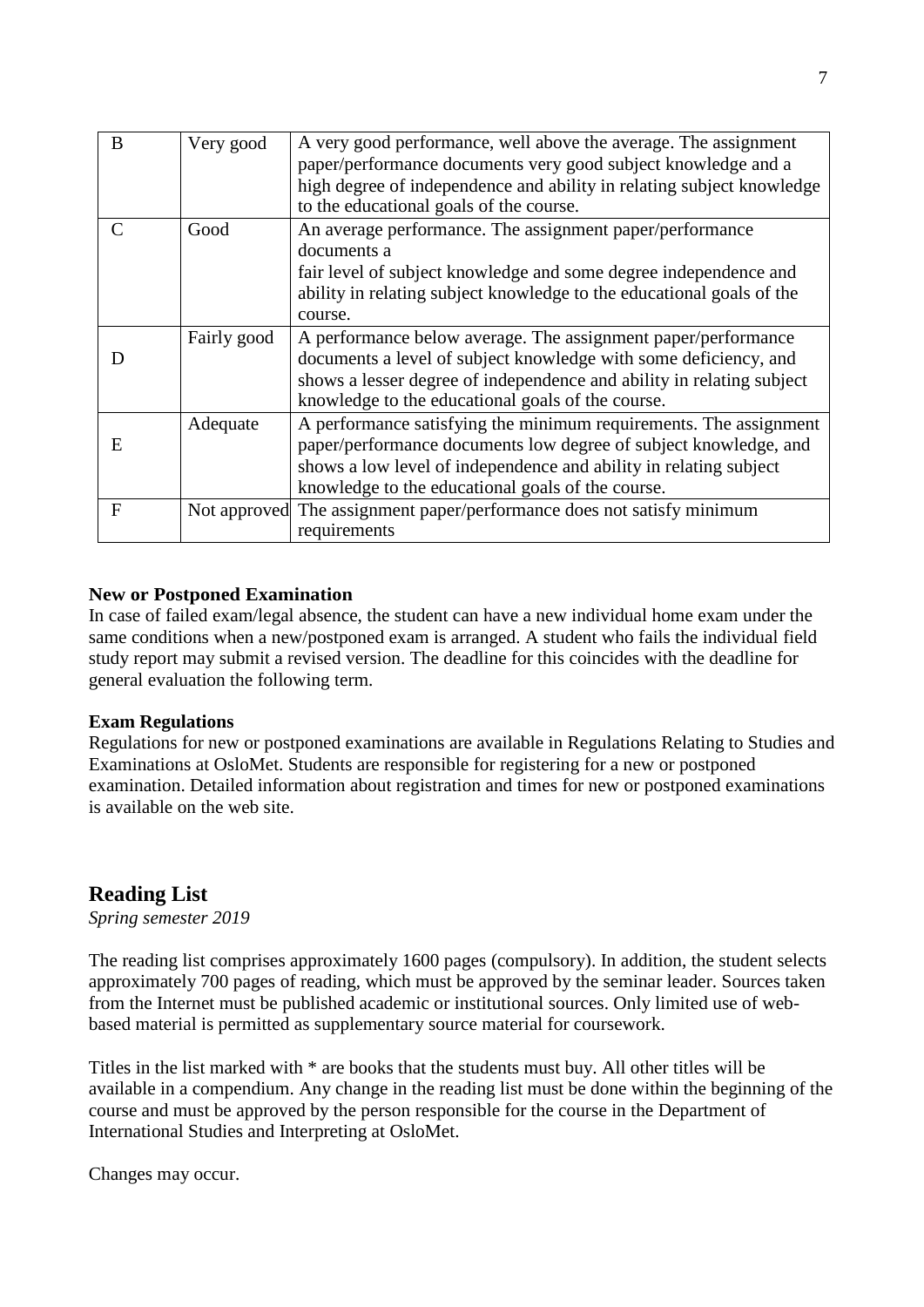| B | Very good | A very good performance, well above the average. The assignment paper/performance documents very good subject knowledge and a high degree of independence and ability in relating subject knowledge to the educational goals of the course. |
|---|---|---|
| C | Good | An average performance. The assignment paper/performance documents a fair level of subject knowledge and some degree independence and ability in relating subject knowledge to the educational goals of the course. |
| D | Fairly good | A performance below average. The assignment paper/performance documents a level of subject knowledge with some deficiency, and shows a lesser degree of independence and ability in relating subject knowledge to the educational goals of the course. |
| E | Adequate | A performance satisfying the minimum requirements. The assignment paper/performance documents low degree of subject knowledge, and shows a low level of independence and ability in relating subject knowledge to the educational goals of the course. |
| F | Not approved | The assignment paper/performance does not satisfy minimum requirements |

**New or Postponed Examination**

In case of failed exam/legal absence, the student can have a new individual home exam under the same conditions when a new/postponed exam is arranged. A student who fails the individual field study report may submit a revised version. The deadline for this coincides with the deadline for general evaluation the following term.

**Exam Regulations**

Regulations for new or postponed examinations are available in Regulations Relating to Studies and Examinations at OsloMet. Students are responsible for registering for a new or postponed examination. Detailed information about registration and times for new or postponed examinations is available on the web site.

## Reading List

*Spring semester 2019*

The reading list comprises approximately 1600 pages (compulsory). In addition, the student selects approximately 700 pages of reading, which must be approved by the seminar leader. Sources taken from the Internet must be published academic or institutional sources. Only limited use of web-based material is permitted as supplementary source material for coursework.

Titles in the list marked with * are books that the students must buy. All other titles will be available in a compendium. Any change in the reading list must be done within the beginning of the course and must be approved by the person responsible for the course in the Department of International Studies and Interpreting at OsloMet.

Changes may occur.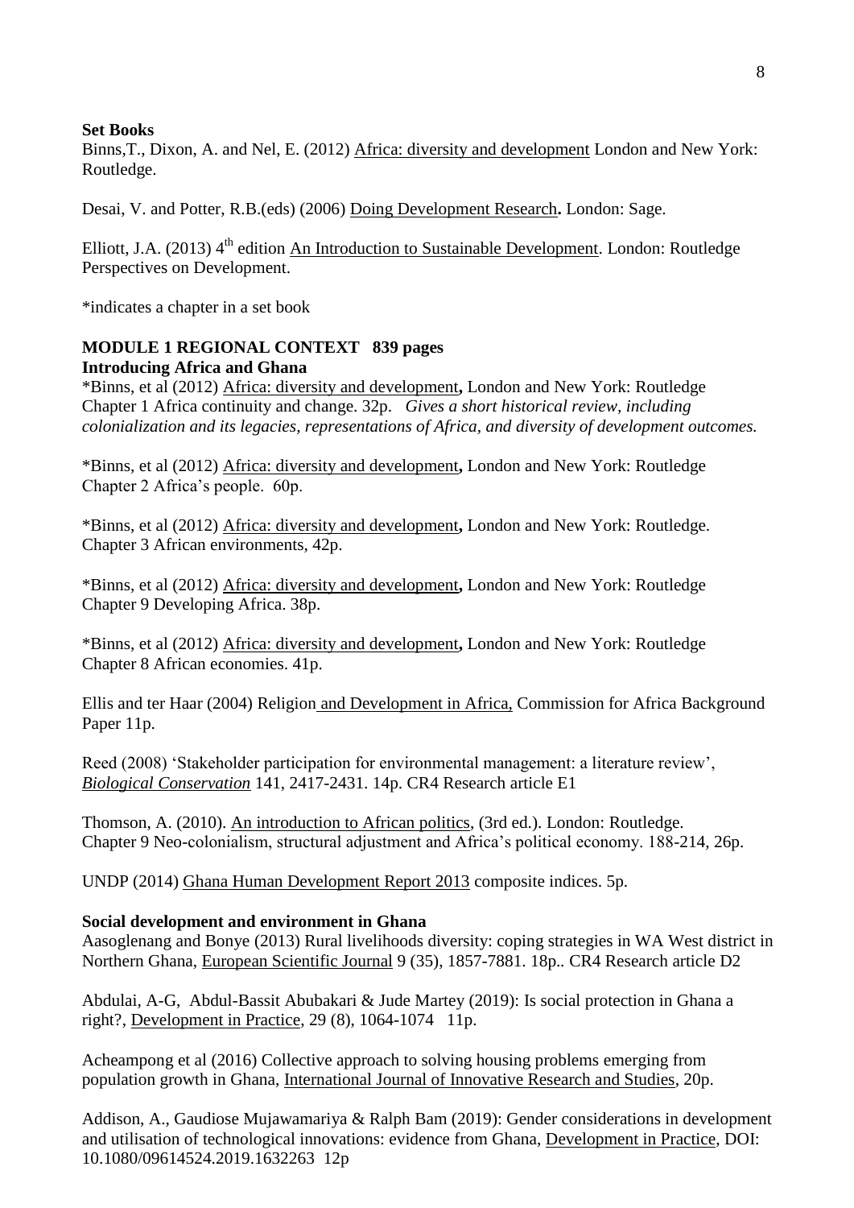**Set Books**

Binns,T., Dixon, A. and Nel, E. (2012) Africa: diversity and development London and New York: Routledge.

Desai, V. and Potter, R.B.(eds) (2006) Doing Development Research**.** London: Sage.

Elliott, J.A. (2013) 4th edition An Introduction to Sustainable Development. London: Routledge Perspectives on Development.

*indicates a chapter in a set book

**MODULE 1 REGIONAL CONTEXT 839 pages**

**Introducing Africa and Ghana**

*Binns, et al (2012) Africa: diversity and development**,** London and New York: Routledge Chapter 1 Africa continuity and change. 32p. *Gives a short historical review, including colonialization and its legacies, representations of Africa, and diversity of development outcomes.*

*Binns, et al (2012) Africa: diversity and development**,** London and New York: Routledge Chapter 2 Africa's people. 60p.

*Binns, et al (2012) Africa: diversity and development**,** London and New York: Routledge. Chapter 3 African environments, 42p.

*Binns, et al (2012) Africa: diversity and development**,** London and New York: Routledge Chapter 9 Developing Africa. 38p.

*Binns, et al (2012) Africa: diversity and development**,** London and New York: Routledge Chapter 8 African economies. 41p.

Ellis and ter Haar (2004) Religion and Development in Africa, Commission for Africa Background Paper 11p.

Reed (2008) 'Stakeholder participation for environmental management: a literature review', *Biological Conservation* 141, 2417-2431. 14p. CR4 Research article E1

Thomson, A. (2010). An introduction to African politics, (3rd ed.). London: Routledge. Chapter 9 Neo-colonialism, structural adjustment and Africa's political economy. 188-214, 26p.

UNDP (2014) Ghana Human Development Report 2013 composite indices. 5p.

**Social development and environment in Ghana**

Aasoglenang and Bonye (2013) Rural livelihoods diversity: coping strategies in WA West district in Northern Ghana, European Scientific Journal 9 (35), 1857-7881. 18p.. CR4 Research article D2

Abdulai, A-G, Abdul-Bassit Abubakari & Jude Martey (2019): Is social protection in Ghana a right?, Development in Practice, 29 (8), 1064-1074 11p.

Acheampong et al (2016) Collective approach to solving housing problems emerging from population growth in Ghana, International Journal of Innovative Research and Studies, 20p.

Addison, A., Gaudiose Mujawamariya & Ralph Bam (2019): Gender considerations in development and utilisation of technological innovations: evidence from Ghana, Development in Practice, DOI: 10.1080/09614524.2019.1632263 12p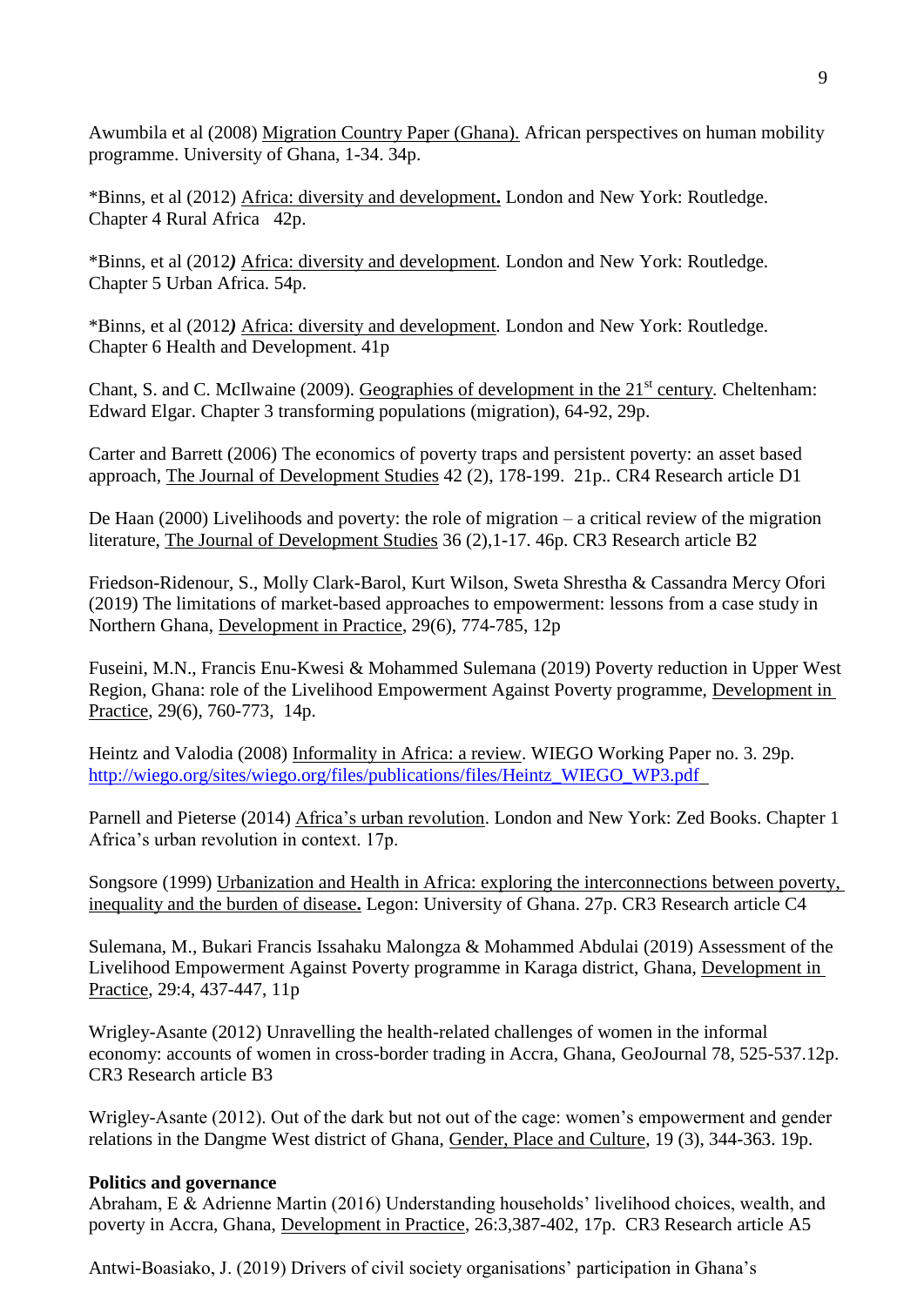Awumbila et al (2008) Migration Country Paper (Ghana). African perspectives on human mobility programme. University of Ghana, 1-34. 34p.

*Binns, et al (2012) Africa: diversity and development**.** London and New York: Routledge. Chapter 4 Rural Africa 42p.

*Binns, et al (2012***)*** Africa: diversity and development*.* London and New York: Routledge. Chapter 5 Urban Africa. 54p.

*Binns, et al (2012***)*** Africa: diversity and development*.* London and New York: Routledge. Chapter 6 Health and Development. 41p

Chant, S. and C. McIlwaine (2009). Geographies of development in the 21st century. Cheltenham: Edward Elgar. Chapter 3 transforming populations (migration), 64-92, 29p.

Carter and Barrett (2006) The economics of poverty traps and persistent poverty: an asset based approach, The Journal of Development Studies 42 (2), 178-199. 21p.. CR4 Research article D1

De Haan (2000) Livelihoods and poverty: the role of migration – a critical review of the migration literature, The Journal of Development Studies 36 (2),1-17. 46p. CR3 Research article B2

Friedson-Ridenour, S., Molly Clark-Barol, Kurt Wilson, Sweta Shrestha & Cassandra Mercy Ofori (2019) The limitations of market-based approaches to empowerment: lessons from a case study in Northern Ghana, Development in Practice, 29(6), 774-785, 12p

Fuseini, M.N., Francis Enu-Kwesi & Mohammed Sulemana (2019) Poverty reduction in Upper West Region, Ghana: role of the Livelihood Empowerment Against Poverty programme, Development in Practice, 29(6), 760-773, 14p.

Heintz and Valodia (2008) Informality in Africa: a review. WIEGO Working Paper no. 3. 29p. http://wiego.org/sites/wiego.org/files/publications/files/Heintz_WIEGO_WP3.pdf

Parnell and Pieterse (2014) Africa's urban revolution. London and New York: Zed Books. Chapter 1 Africa's urban revolution in context. 17p.

Songsore (1999) Urbanization and Health in Africa: exploring the interconnections between poverty, inequality and the burden of disease**.** Legon: University of Ghana. 27p. CR3 Research article C4

Sulemana, M., Bukari Francis Issahaku Malongza & Mohammed Abdulai (2019) Assessment of the Livelihood Empowerment Against Poverty programme in Karaga district, Ghana, Development in Practice, 29:4, 437-447, 11p

Wrigley-Asante (2012) Unravelling the health-related challenges of women in the informal economy: accounts of women in cross-border trading in Accra, Ghana, GeoJournal 78, 525-537.12p. CR3 Research article B3

Wrigley-Asante (2012). Out of the dark but not out of the cage: women's empowerment and gender relations in the Dangme West district of Ghana, Gender, Place and Culture, 19 (3), 344-363. 19p.

**Politics and governance**

Abraham, E & Adrienne Martin (2016) Understanding households' livelihood choices, wealth, and poverty in Accra, Ghana, Development in Practice, 26:3,387-402, 17p. CR3 Research article A5

Antwi-Boasiako, J. (2019) Drivers of civil society organisations' participation in Ghana's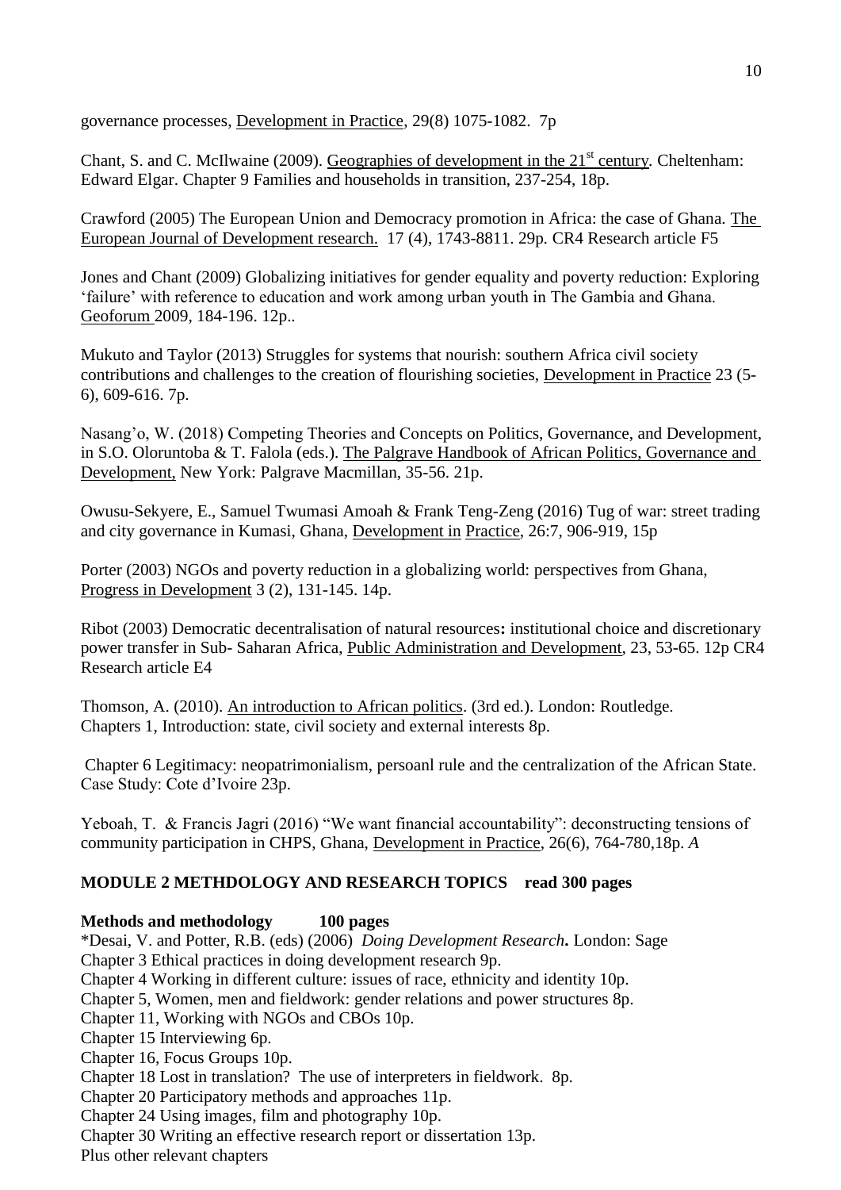governance processes, Development in Practice, 29(8) 1075-1082. 7p

Chant, S. and C. McIlwaine (2009). Geographies of development in the 21st century. Cheltenham: Edward Elgar. Chapter 9 Families and households in transition, 237-254, 18p.

Crawford (2005) The European Union and Democracy promotion in Africa: the case of Ghana. The European Journal of Development research. 17 (4), 1743-8811. 29p. CR4 Research article F5

Jones and Chant (2009) Globalizing initiatives for gender equality and poverty reduction: Exploring 'failure' with reference to education and work among urban youth in The Gambia and Ghana. Geoforum 2009, 184-196. 12p..

Mukuto and Taylor (2013) Struggles for systems that nourish: southern Africa civil society contributions and challenges to the creation of flourishing societies, Development in Practice 23 (5-6), 609-616. 7p.

Nasang'o, W. (2018) Competing Theories and Concepts on Politics, Governance, and Development, in S.O. Oloruntoba & T. Falola (eds.). The Palgrave Handbook of African Politics, Governance and Development, New York: Palgrave Macmillan, 35-56. 21p.

Owusu-Sekyere, E., Samuel Twumasi Amoah & Frank Teng-Zeng (2016) Tug of war: street trading and city governance in Kumasi, Ghana, Development in Practice, 26:7, 906-919, 15p

Porter (2003) NGOs and poverty reduction in a globalizing world: perspectives from Ghana, Progress in Development 3 (2), 131-145. 14p.

Ribot (2003) Democratic decentralisation of natural resources**:** institutional choice and discretionary power transfer in Sub- Saharan Africa, Public Administration and Development, 23, 53-65. 12p CR4 Research article E4

Thomson, A. (2010). An introduction to African politics. (3rd ed.). London: Routledge. Chapters 1, Introduction: state, civil society and external interests 8p.

Chapter 6 Legitimacy: neopatrimonialism, persoanl rule and the centralization of the African State. Case Study: Cote d'Ivoire 23p.

Yeboah, T. & Francis Jagri (2016) "We want financial accountability": deconstructing tensions of community participation in CHPS, Ghana, Development in Practice, 26(6), 764-780,18p. *A*

**MODULE 2 METHDOLOGY AND RESEARCH TOPICS read 300 pages**

**Methods and methodology 100 pages**

*Desai, V. and Potter, R.B. (eds) (2006) *Doing Development Research***.** London: Sage
Chapter 3 Ethical practices in doing development research 9p.
Chapter 4 Working in different culture: issues of race, ethnicity and identity 10p.
Chapter 5, Women, men and fieldwork: gender relations and power structures 8p.
Chapter 11, Working with NGOs and CBOs 10p.
Chapter 15 Interviewing 6p.
Chapter 16, Focus Groups 10p.
Chapter 18 Lost in translation? The use of interpreters in fieldwork. 8p.
Chapter 20 Participatory methods and approaches 11p.
Chapter 24 Using images, film and photography 10p.
Chapter 30 Writing an effective research report or dissertation 13p.
Plus other relevant chapters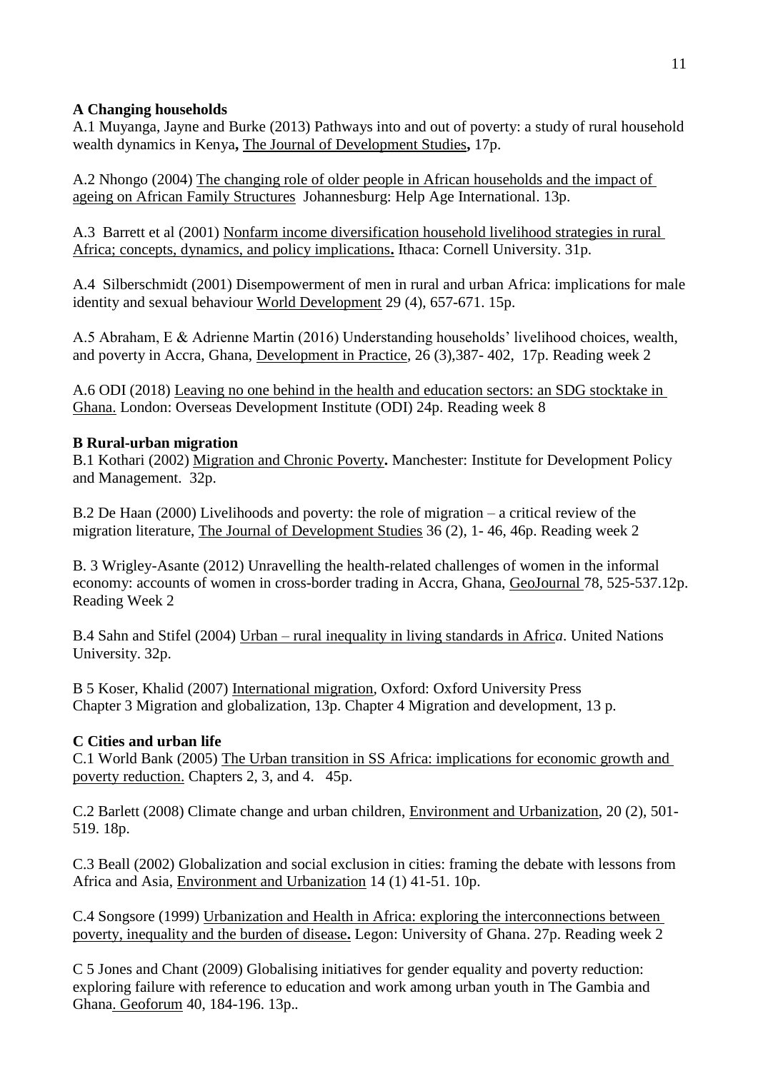**A Changing households**

A.1 Muyanga, Jayne and Burke (2013) Pathways into and out of poverty: a study of rural household wealth dynamics in Kenya**,** The Journal of Development Studies**,** 17p.

A.2 Nhongo (2004) The changing role of older people in African households and the impact of ageing on African Family Structures Johannesburg: Help Age International. 13p.

A.3 Barrett et al (2001) Nonfarm income diversification household livelihood strategies in rural Africa; concepts, dynamics, and policy implications**.** Ithaca: Cornell University. 31p.

A.4 Silberschmidt (2001) Disempowerment of men in rural and urban Africa: implications for male identity and sexual behaviour World Development 29 (4), 657-671. 15p.

A.5 Abraham, E & Adrienne Martin (2016) Understanding households' livelihood choices, wealth, and poverty in Accra, Ghana, Development in Practice, 26 (3),387- 402, 17p. Reading week 2

A.6 ODI (2018) Leaving no one behind in the health and education sectors: an SDG stocktake in Ghana. London: Overseas Development Institute (ODI) 24p. Reading week 8

**B Rural-urban migration**

B.1 Kothari (2002) Migration and Chronic Poverty**.** Manchester: Institute for Development Policy and Management. 32p.

B.2 De Haan (2000) Livelihoods and poverty: the role of migration – a critical review of the migration literature, The Journal of Development Studies 36 (2), 1- 46, 46p. Reading week 2

B. 3 Wrigley-Asante (2012) Unravelling the health-related challenges of women in the informal economy: accounts of women in cross-border trading in Accra, Ghana, GeoJournal 78, 525-537.12p. Reading Week 2

B.4 Sahn and Stifel (2004) Urban – rural inequality in living standards in Afric*a*. United Nations University. 32p.

B 5 Koser, Khalid (2007) International migration, Oxford: Oxford University Press
Chapter 3 Migration and globalization, 13p. Chapter 4 Migration and development, 13 p.

**C Cities and urban life**

C.1 World Bank (2005) The Urban transition in SS Africa: implications for economic growth and poverty reduction. Chapters 2, 3, and 4. 45p.

C.2 Barlett (2008) Climate change and urban children, Environment and Urbanization, 20 (2), 501-519. 18p.

C.3 Beall (2002) Globalization and social exclusion in cities: framing the debate with lessons from Africa and Asia, Environment and Urbanization 14 (1) 41-51. 10p.

C.4 Songsore (1999) Urbanization and Health in Africa: exploring the interconnections between poverty, inequality and the burden of disease**.** Legon: University of Ghana. 27p. Reading week 2

C 5 Jones and Chant (2009) Globalising initiatives for gender equality and poverty reduction: exploring failure with reference to education and work among urban youth in The Gambia and Ghana. Geoforum 40, 184-196. 13p..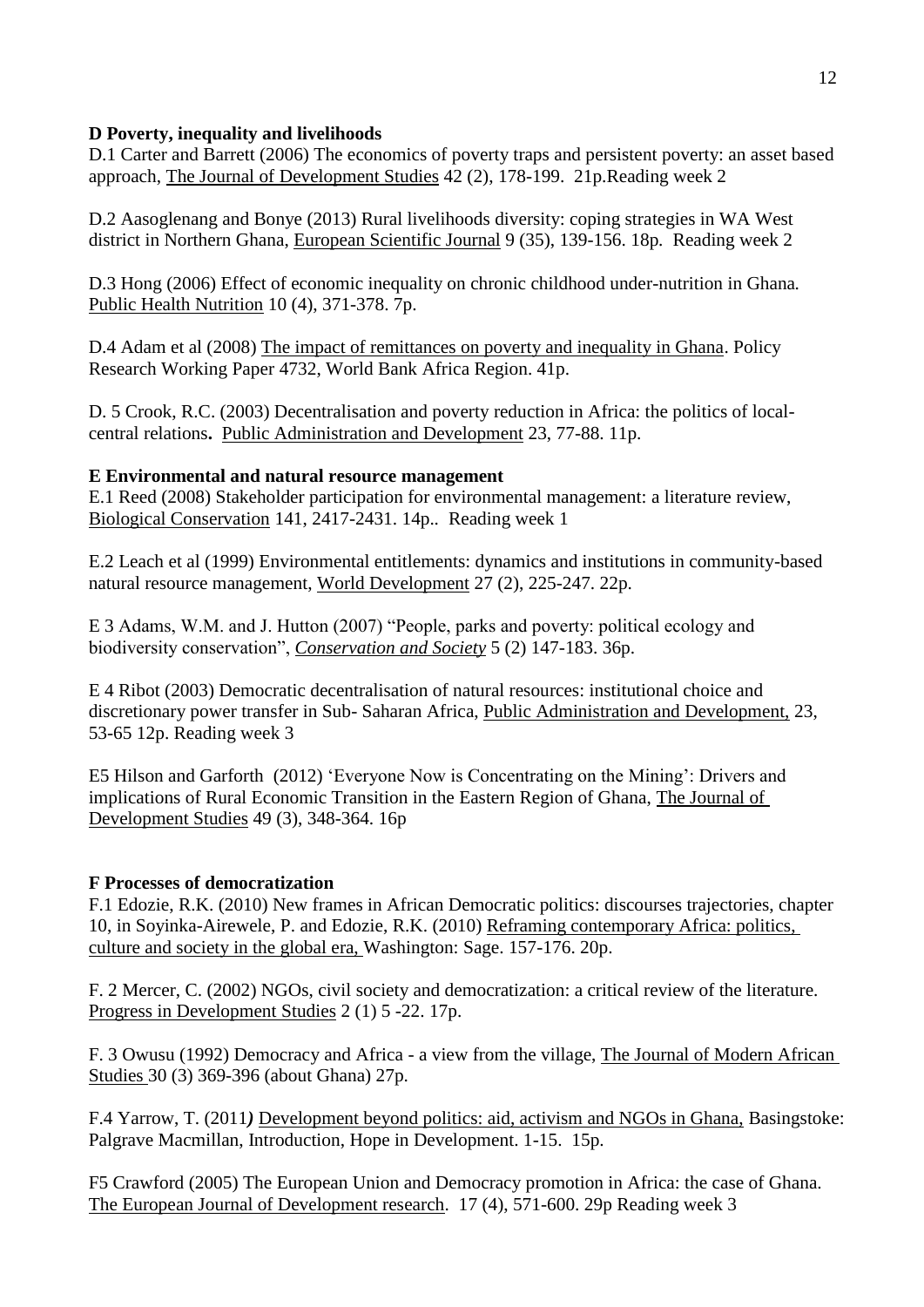**D Poverty, inequality and livelihoods**

D.1 Carter and Barrett (2006) The economics of poverty traps and persistent poverty: an asset based approach, The Journal of Development Studies 42 (2), 178-199. 21p.Reading week 2

D.2 Aasoglenang and Bonye (2013) Rural livelihoods diversity: coping strategies in WA West district in Northern Ghana, European Scientific Journal 9 (35), 139-156. 18p. Reading week 2

D.3 Hong (2006) Effect of economic inequality on chronic childhood under-nutrition in Ghana*.* Public Health Nutrition 10 (4), 371-378. 7p.

D.4 Adam et al (2008) The impact of remittances on poverty and inequality in Ghana. Policy Research Working Paper 4732, World Bank Africa Region. 41p.

D. 5 Crook, R.C. (2003) Decentralisation and poverty reduction in Africa: the politics of local-central relations**.** Public Administration and Development 23, 77-88. 11p.

**E Environmental and natural resource management**

E.1 Reed (2008) Stakeholder participation for environmental management: a literature review, Biological Conservation 141, 2417-2431. 14p.. Reading week 1

E.2 Leach et al (1999) Environmental entitlements: dynamics and institutions in community-based natural resource management, World Development 27 (2), 225-247. 22p.

E 3 Adams, W.M. and J. Hutton (2007) "People, parks and poverty: political ecology and biodiversity conservation", *Conservation and Society* 5 (2) 147-183. 36p.

E 4 Ribot (2003) Democratic decentralisation of natural resources: institutional choice and discretionary power transfer in Sub- Saharan Africa, Public Administration and Development, 23, 53-65 12p. Reading week 3

E5 Hilson and Garforth (2012) 'Everyone Now is Concentrating on the Mining': Drivers and implications of Rural Economic Transition in the Eastern Region of Ghana, The Journal of Development Studies 49 (3), 348-364. 16p

**F Processes of democratization**

F.1 Edozie, R.K. (2010) New frames in African Democratic politics: discourses trajectories, chapter 10, in Soyinka-Airewele, P. and Edozie, R.K. (2010) Reframing contemporary Africa: politics, culture and society in the global era, Washington: Sage. 157-176. 20p.

F. 2 Mercer, C. (2002) NGOs, civil society and democratization: a critical review of the literature. Progress in Development Studies 2 (1) 5 -22. 17p.

F. 3 Owusu (1992) Democracy and Africa - a view from the village, The Journal of Modern African Studies 30 (3) 369-396 (about Ghana) 27p.

F.4 Yarrow, T. (2011*)* Development beyond politics: aid, activism and NGOs in Ghana, Basingstoke: Palgrave Macmillan, Introduction, Hope in Development. 1-15. 15p.

F5 Crawford (2005) The European Union and Democracy promotion in Africa: the case of Ghana. The European Journal of Development research. 17 (4), 571-600. 29p Reading week 3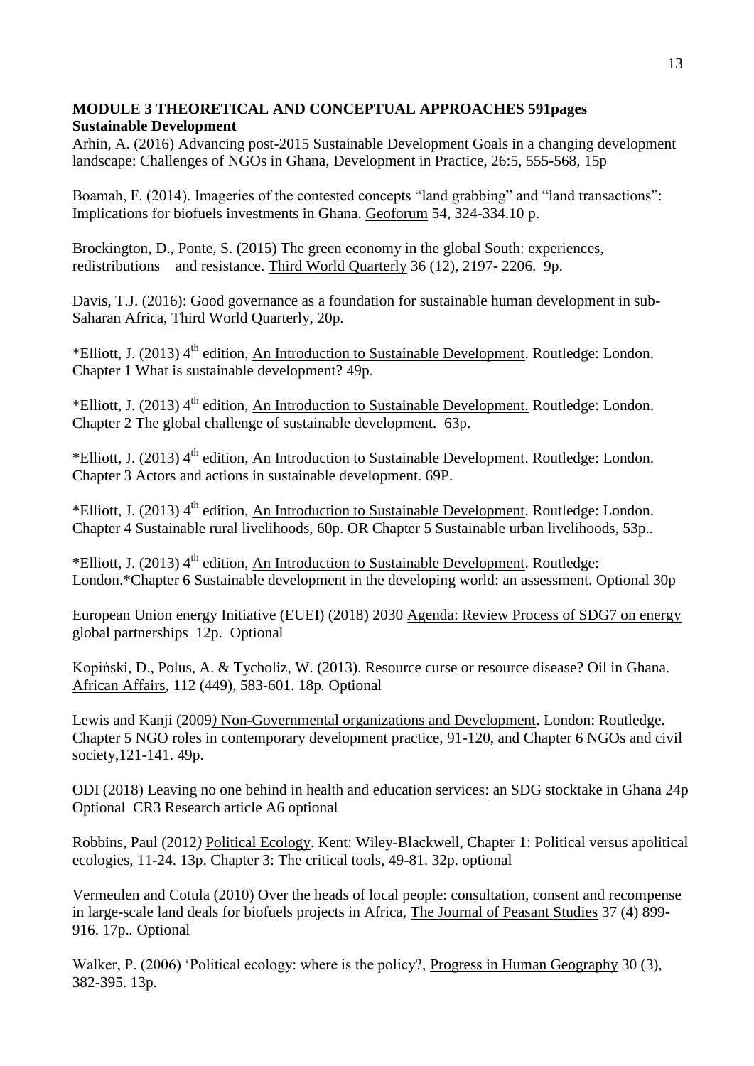**MODULE 3 THEORETICAL AND CONCEPTUAL APPROACHES 591pages**
**Sustainable Development**

Arhin, A. (2016) Advancing post-2015 Sustainable Development Goals in a changing development landscape: Challenges of NGOs in Ghana, Development in Practice, 26:5, 555-568, 15p

Boamah, F. (2014). Imageries of the contested concepts "land grabbing" and "land transactions": Implications for biofuels investments in Ghana. Geoforum 54, 324-334.10 p.

Brockington, D., Ponte, S. (2015) The green economy in the global South: experiences, redistributions and resistance. Third World Quarterly 36 (12), 2197- 2206. 9p.

Davis, T.J. (2016): Good governance as a foundation for sustainable human development in sub-Saharan Africa, Third World Quarterly, 20p.

*Elliott, J. (2013) 4th edition, An Introduction to Sustainable Development. Routledge: London. Chapter 1 What is sustainable development? 49p.

*Elliott, J. (2013) 4th edition, An Introduction to Sustainable Development. Routledge: London. Chapter 2 The global challenge of sustainable development. 63p.

*Elliott, J. (2013) 4th edition, An Introduction to Sustainable Development. Routledge: London. Chapter 3 Actors and actions in sustainable development. 69P.

*Elliott, J. (2013) 4th edition, An Introduction to Sustainable Development. Routledge: London. Chapter 4 Sustainable rural livelihoods, 60p. OR Chapter 5 Sustainable urban livelihoods, 53p..

*Elliott, J. (2013) 4th edition, An Introduction to Sustainable Development. Routledge: London.*Chapter 6 Sustainable development in the developing world: an assessment. Optional 30p

European Union energy Initiative (EUEI) (2018) 2030 Agenda: Review Process of SDG7 on energy global partnerships 12p. Optional

Kopiński, D., Polus, A. & Tycholiz, W. (2013). Resource curse or resource disease? Oil in Ghana. African Affairs, 112 (449), 583-601. 18p. Optional

Lewis and Kanji (2009) Non-Governmental organizations and Development. London: Routledge. Chapter 5 NGO roles in contemporary development practice, 91-120, and Chapter 6 NGOs and civil society,121-141. 49p.

ODI (2018) Leaving no one behind in health and education services: an SDG stocktake in Ghana 24p Optional CR3 Research article A6 optional

Robbins, Paul (2012) Political Ecology. Kent: Wiley-Blackwell, Chapter 1: Political versus apolitical ecologies, 11-24. 13p. Chapter 3: The critical tools, 49-81. 32p. optional

Vermeulen and Cotula (2010) Over the heads of local people: consultation, consent and recompense in large-scale land deals for biofuels projects in Africa, The Journal of Peasant Studies 37 (4) 899-916. 17p.. Optional

Walker, P. (2006) 'Political ecology: where is the policy?, Progress in Human Geography 30 (3), 382-395. 13p.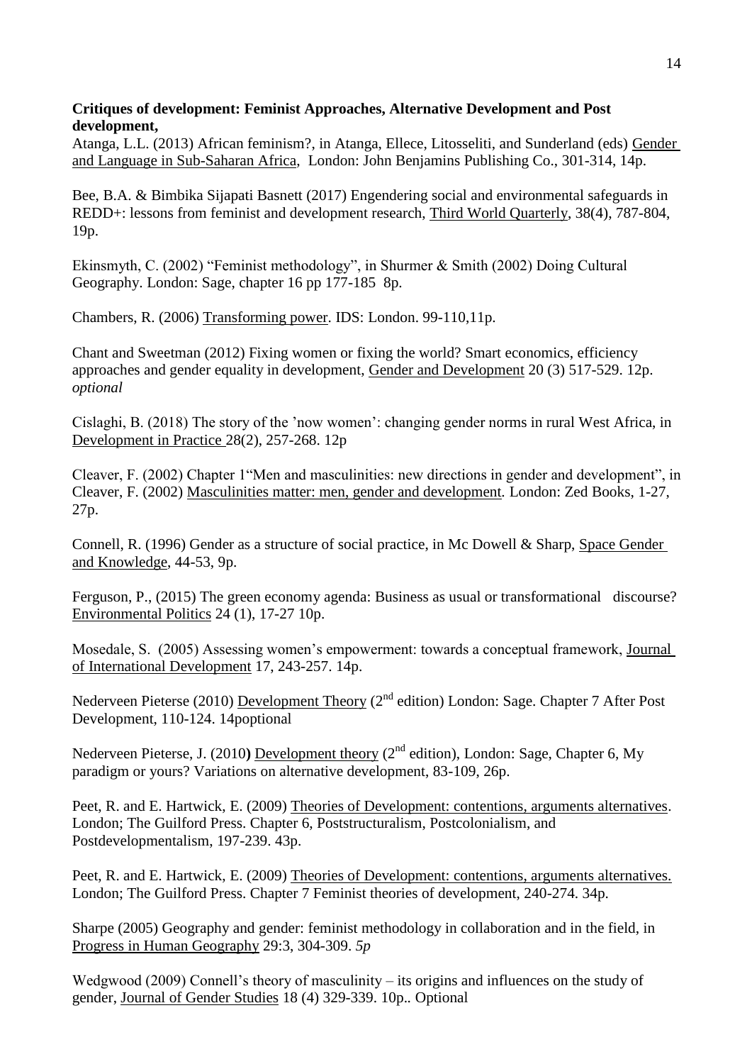**Critiques of development: Feminist Approaches, Alternative Development and Post development,**

Atanga, L.L. (2013) African feminism?, in Atanga, Ellece, Litosseliti, and Sunderland (eds) Gender and Language in Sub-Saharan Africa, London: John Benjamins Publishing Co., 301-314, 14p.

Bee, B.A. & Bimbika Sijapati Basnett (2017) Engendering social and environmental safeguards in REDD+: lessons from feminist and development research, Third World Quarterly, 38(4), 787-804, 19p.

Ekinsmyth, C. (2002) "Feminist methodology", in Shurmer & Smith (2002) Doing Cultural Geography. London: Sage, chapter 16 pp 177-185 8p.

Chambers, R. (2006) Transforming power. IDS: London. 99-110,11p.

Chant and Sweetman (2012) Fixing women or fixing the world? Smart economics, efficiency approaches and gender equality in development, Gender and Development 20 (3) 517-529. 12p. *optional*

Cislaghi, B. (2018) The story of the 'now women': changing gender norms in rural West Africa, in Development in Practice 28(2), 257-268. 12p

Cleaver, F. (2002) Chapter 1"Men and masculinities: new directions in gender and development", in Cleaver, F. (2002) Masculinities matter: men, gender and development. London: Zed Books, 1-27, 27p.

Connell, R. (1996) Gender as a structure of social practice, in Mc Dowell & Sharp, Space Gender and Knowledge, 44-53, 9p.

Ferguson, P., (2015) The green economy agenda: Business as usual or transformational discourse? Environmental Politics 24 (1), 17-27 10p.

Mosedale, S. (2005) Assessing women's empowerment: towards a conceptual framework, Journal of International Development 17, 243-257. 14p.

Nederveen Pieterse (2010) Development Theory (2nd edition) London: Sage. Chapter 7 After Post Development, 110-124. 14poptional

Nederveen Pieterse, J. (2010) Development theory (2nd edition), London: Sage, Chapter 6, My paradigm or yours? Variations on alternative development, 83-109, 26p.

Peet, R. and E. Hartwick, E. (2009) Theories of Development: contentions, arguments alternatives. London; The Guilford Press. Chapter 6, Poststructuralism, Postcolonialism, and Postdevelopmentalism, 197-239. 43p.

Peet, R. and E. Hartwick, E. (2009) Theories of Development: contentions, arguments alternatives. London; The Guilford Press. Chapter 7 Feminist theories of development, 240-274. 34p.

Sharpe (2005) Geography and gender: feminist methodology in collaboration and in the field, in Progress in Human Geography 29:3, 304-309. *5p*

Wedgwood (2009) Connell's theory of masculinity – its origins and influences on the study of gender, Journal of Gender Studies 18 (4) 329-339. 10p.. Optional